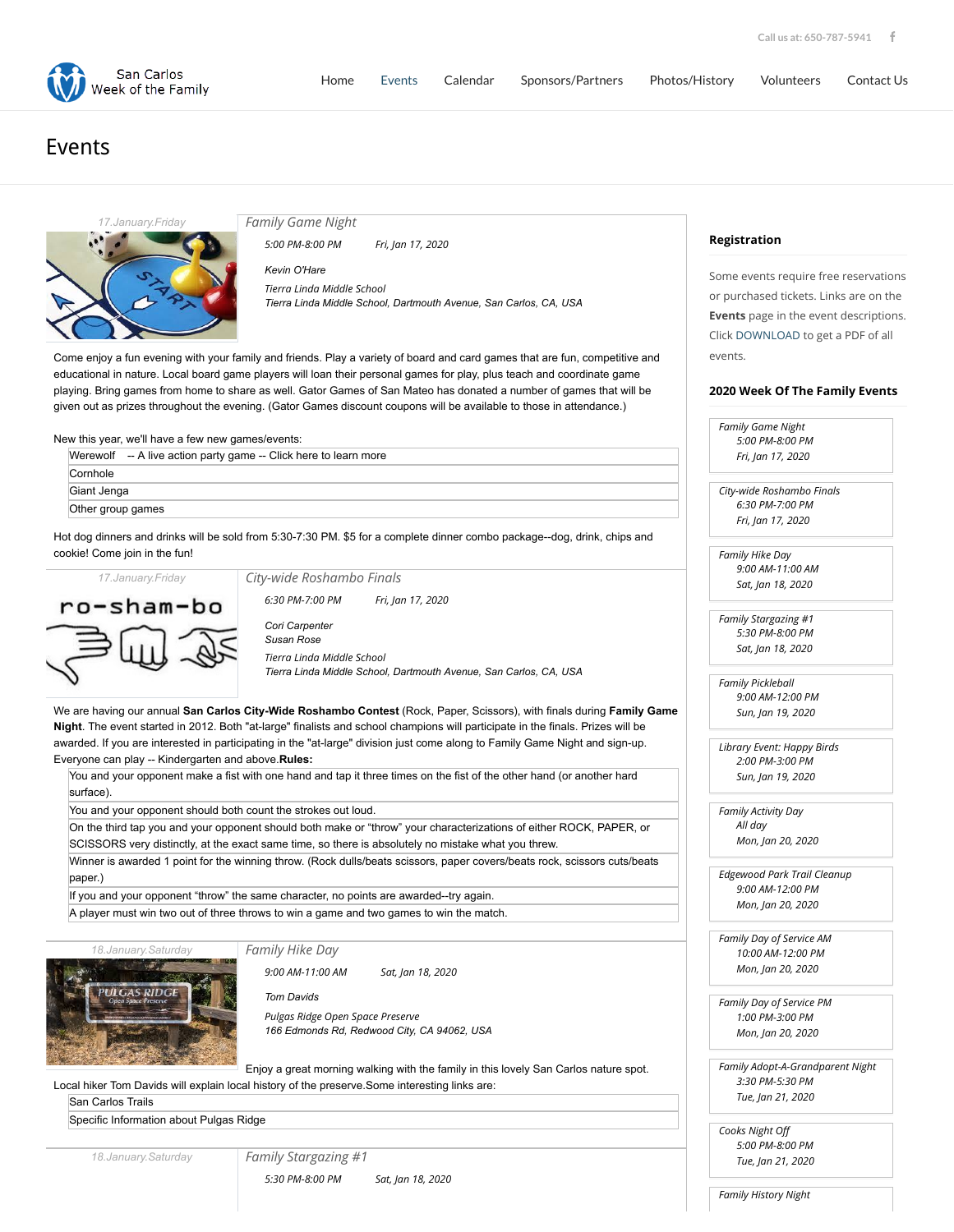Call us at: 650-787-5941

San Carlos Week of the Family

Home | Events | Calendar | Sponsors/Partners | Photos/History | Volunteers | Contact Us

# Events

17.January.Friday

## Family Game Night

5:00 PM-8:00 PM Fri, Jan 17, 2020

Kevin O'Hare

Tierra Linda Middle School
Tierra Linda Middle School, Dartmouth Avenue, San Carlos, CA, USA

Come enjoy a fun evening with your family and friends. Play a variety of board and card games that are fun, competitive and educational in nature. Local board game players will loan their personal games for play, plus teach and coordinate game playing. Bring games from home to share as well. Gator Games of San Mateo has donated a number of games that will be given out as prizes throughout the evening. (Gator Games discount coupons will be available to those in attendance.)

New this year, we'll have a few new games/events:

- Werewolf -- A live action party game -- Click here to learn more
- Cornhole
- Giant Jenga
- Other group games

Hot dog dinners and drinks will be sold from 5:30-7:30 PM. $5 for a complete dinner combo package--dog, drink, chips and cookie! Come join in the fun!

17.January.Friday

## City-wide Roshambo Finals

6:30 PM-7:00 PM Fri, Jan 17, 2020

Cori Carpenter
Susan Rose

Tierra Linda Middle School
Tierra Linda Middle School, Dartmouth Avenue, San Carlos, CA, USA

We are having our annual **San Carlos City-Wide Roshambo Contest** (Rock, Paper, Scissors), with finals during **Family Game Night**. The event started in 2012. Both "at-large" finalists and school champions will participate in the finals. Prizes will be awarded. If you are interested in participating in the "at-large" division just come along to Family Game Night and sign-up. Everyone can play -- Kindergarten and above.**Rules:**

- You and your opponent make a fist with one hand and tap it three times on the fist of the other hand (or another hard surface).
- You and your opponent should both count the strokes out loud.
- On the third tap you and your opponent should both make or "throw" your characterizations of either ROCK, PAPER, or SCISSORS very distinctly, at the exact same time, so there is absolutely no mistake what you threw.
- Winner is awarded 1 point for the winning throw. (Rock dulls/beats scissors, paper covers/beats rock, scissors cuts/beats paper.)
- If you and your opponent "throw" the same character, no points are awarded--try again.
- A player must win two out of three throws to win a game and two games to win the match.

18.January.Saturday

## Family Hike Day

9:00 AM-11:00 AM Sat, Jan 18, 2020

Tom Davids

Pulgas Ridge Open Space Preserve
166 Edmonds Rd, Redwood City, CA 94062, USA

Enjoy a great morning walking with the family in this lovely San Carlos nature spot. Local hiker Tom Davids will explain local history of the preserve.Some interesting links are:

- San Carlos Trails
- Specific Information about Pulgas Ridge

18.January.Saturday

## Family Stargazing #1

5:30 PM-8:00 PM Sat, Jan 18, 2020

### Registration

Some events require free reservations or purchased tickets. Links are on the **Events** page in the event descriptions. Click DOWNLOAD to get a PDF of all events.

### 2020 Week Of The Family Events

- *Family Game Night* — 5:00 PM-8:00 PM, Fri, Jan 17, 2020
- *City-wide Roshambo Finals* — 6:30 PM-7:00 PM, Fri, Jan 17, 2020
- *Family Hike Day* — 9:00 AM-11:00 AM, Sat, Jan 18, 2020
- *Family Stargazing #1* — 5:30 PM-8:00 PM, Sat, Jan 18, 2020
- *Family Pickleball* — 9:00 AM-12:00 PM, Sun, Jan 19, 2020
- *Library Event: Happy Birds* — 2:00 PM-3:00 PM, Sun, Jan 19, 2020
- *Family Activity Day* — All day, Mon, Jan 20, 2020
- *Edgewood Park Trail Cleanup* — 9:00 AM-12:00 PM, Mon, Jan 20, 2020
- *Family Day of Service AM* — 10:00 AM-12:00 PM, Mon, Jan 20, 2020
- *Family Day of Service PM* — 1:00 PM-3:00 PM, Mon, Jan 20, 2020
- *Family Adopt-A-Grandparent Night* — 3:30 PM-5:30 PM, Tue, Jan 21, 2020
- *Cooks Night Off* — 5:00 PM-8:00 PM, Tue, Jan 21, 2020
- *Family History Night*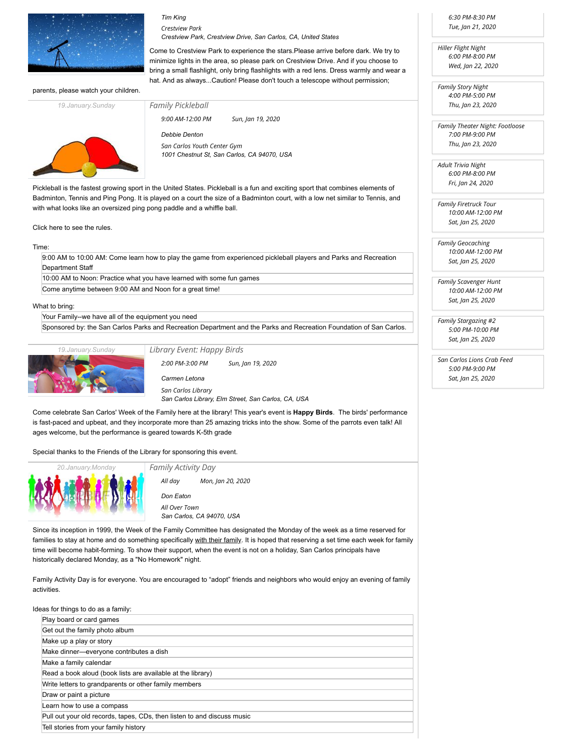Tim King

Crestview Park
Crestview Park, Crestview Drive, San Carlos, CA, United States

Come to Crestview Park to experience the stars.Please arrive before dark. We try to minimize lights in the area, so please park on Crestview Drive. And if you choose to bring a small flashlight, only bring flashlights with a red lens. Dress warmly and wear a hat. And as always...Caution! Please don't touch a telescope without permission; parents, please watch your children.

19.January.Sunday

## Family Pickleball

9:00 AM-12:00 PM    Sun, Jan 19, 2020

Debbie Denton

San Carlos Youth Center Gym
1001 Chestnut St, San Carlos, CA 94070, USA

Pickleball is the fastest growing sport in the United States. Pickleball is a fun and exciting sport that combines elements of Badminton, Tennis and Ping Pong. It is played on a court the size of a Badminton court, with a low net similar to Tennis, and with what looks like an oversized ping pong paddle and a whiffle ball.

Click here to see the rules.

Time:

| |
|---|
| 9:00 AM to 10:00 AM: Come learn how to play the game from experienced pickleball players and Parks and Recreation Department Staff |
| 10:00 AM to Noon: Practice what you have learned with some fun games |
| Come anytime between 9:00 AM and Noon for a great time! |

What to bring:

| |
|---|
| Your Family--we have all of the equipment you need |
| Sponsored by: the San Carlos Parks and Recreation Department and the Parks and Recreation Foundation of San Carlos. |

19.January.Sunday

## Library Event: Happy Birds

2:00 PM-3:00 PM    Sun, Jan 19, 2020

Carmen Letona

San Carlos Library
San Carlos Library, Elm Street, San Carlos, CA, USA

Come celebrate San Carlos' Week of the Family here at the library! This year's event is **Happy Birds**. The birds' performance is fast-paced and upbeat, and they incorporate more than 25 amazing tricks into the show. Some of the parrots even talk! All ages welcome, but the performance is geared towards K-5th grade

Special thanks to the Friends of the Library for sponsoring this event.

20.January.Monday

## Family Activity Day

All day    Mon, Jan 20, 2020

Don Eaton

All Over Town
San Carlos, CA 94070, USA

Since its inception in 1999, the Week of the Family Committee has designated the Monday of the week as a time reserved for families to stay at home and do something specifically with their family. It is hoped that reserving a set time each week for family time will become habit-forming. To show their support, when the event is not on a holiday, San Carlos principals have historically declared Monday, as a "No Homework" night.

Family Activity Day is for everyone. You are encouraged to “adopt” friends and neighbors who would enjoy an evening of family activities.

Ideas for things to do as a family:

| |
|---|
| Play board or card games |
| Get out the family photo album |
| Make up a play or story |
| Make dinner—everyone contributes a dish |
| Make a family calendar |
| Read a book aloud (book lists are available at the library) |
| Write letters to grandparents or other family members |
| Draw or paint a picture |
| Learn how to use a compass |
| Pull out your old records, tapes, CDs, then listen to and discuss music |
| Tell stories from your family history |

---

6:30 PM-8:30 PM
Tue, Jan 21, 2020

Hiller Flight Night
6:00 PM-8:00 PM
Wed, Jan 22, 2020

Family Story Night
4:00 PM-5:00 PM
Thu, Jan 23, 2020

Family Theater Night: Footloose
7:00 PM-9:00 PM
Thu, Jan 23, 2020

Adult Trivia Night
6:00 PM-8:00 PM
Fri, Jan 24, 2020

Family Firetruck Tour
10:00 AM-12:00 PM
Sat, Jan 25, 2020

Family Geocaching
10:00 AM-12:00 PM
Sat, Jan 25, 2020

Family Scavenger Hunt
10:00 AM-12:00 PM
Sat, Jan 25, 2020

Family Stargazing #2
5:00 PM-10:00 PM
Sat, Jan 25, 2020

San Carlos Lions Crab Feed
5:00 PM-9:00 PM
Sat, Jan 25, 2020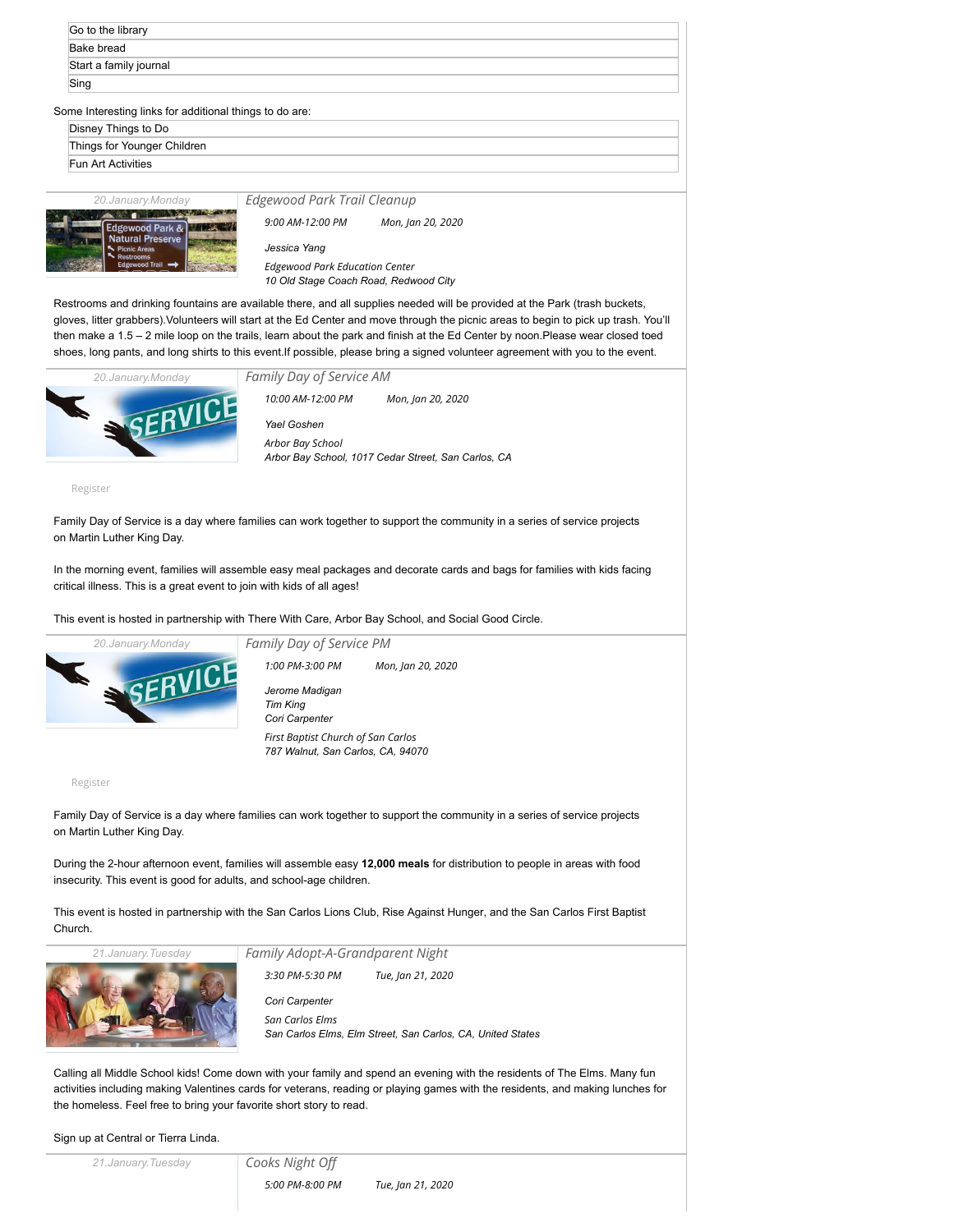- Go to the library
- Bake bread
- Start a family journal
- Sing

Some Interesting links for additional things to do are:

- Disney Things to Do
- Things for Younger Children
- Fun Art Activities

20.January.Monday

### *Edgewood Park Trail Cleanup*

*9:00 AM-12:00 PM* *Mon, Jan 20, 2020*

*Jessica Yang*

*Edgewood Park Education Center*
*10 Old Stage Coach Road, Redwood City*

Restrooms and drinking fountains are available there, and all supplies needed will be provided at the Park (trash buckets, gloves, litter grabbers).Volunteers will start at the Ed Center and move through the picnic areas to begin to pick up trash. You'll then make a 1.5 – 2 mile loop on the trails, learn about the park and finish at the Ed Center by noon.Please wear closed toed shoes, long pants, and long shirts to this event.If possible, please bring a signed volunteer agreement with you to the event.

20.January.Monday

### *Family Day of Service AM*

*10:00 AM-12:00 PM* *Mon, Jan 20, 2020*

*Yael Goshen*

*Arbor Bay School*
*Arbor Bay School, 1017 Cedar Street, San Carlos, CA*

Register

Family Day of Service is a day where families can work together to support the community in a series of service projects on Martin Luther King Day.

In the morning event, families will assemble easy meal packages and decorate cards and bags for families with kids facing critical illness. This is a great event to join with kids of all ages!

This event is hosted in partnership with There With Care, Arbor Bay School, and Social Good Circle.

20.January.Monday

### *Family Day of Service PM*

*1:00 PM-3:00 PM* *Mon, Jan 20, 2020*

*Jerome Madigan*
*Tim King*
*Cori Carpenter*

*First Baptist Church of San Carlos*
*787 Walnut, San Carlos, CA, 94070*

Register

Family Day of Service is a day where families can work together to support the community in a series of service projects on Martin Luther King Day.

During the 2-hour afternoon event, families will assemble easy **12,000 meals** for distribution to people in areas with food insecurity. This event is good for adults, and school-age children.

This event is hosted in partnership with the San Carlos Lions Club, Rise Against Hunger, and the San Carlos First Baptist Church.

21.January.Tuesday

### *Family Adopt-A-Grandparent Night*

*3:30 PM-5:30 PM* *Tue, Jan 21, 2020*

*Cori Carpenter*

*San Carlos Elms*
*San Carlos Elms, Elm Street, San Carlos, CA, United States*

Calling all Middle School kids! Come down with your family and spend an evening with the residents of The Elms. Many fun activities including making Valentines cards for veterans, reading or playing games with the residents, and making lunches for the homeless. Feel free to bring your favorite short story to read.

Sign up at Central or Tierra Linda.

21.January.Tuesday

### *Cooks Night Off*

*5:00 PM-8:00 PM* *Tue, Jan 21, 2020*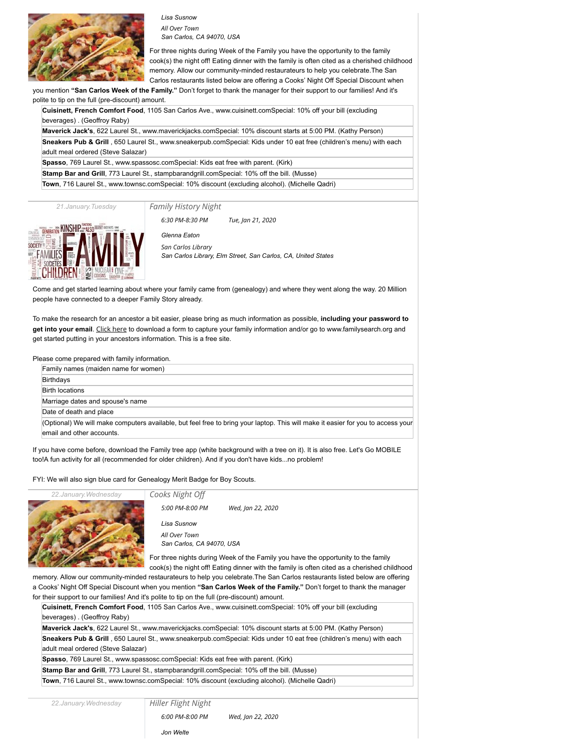*Lisa Susnow*

*All Over Town*
*San Carlos, CA 94070, USA*

For three nights during Week of the Family you have the opportunity to the family cook(s) the night off! Eating dinner with the family is often cited as a cherished childhood memory. Allow our community-minded restaurateurs to help you celebrate.The San Carlos restaurants listed below are offering a Cooks' Night Off Special Discount when you mention **"San Carlos Week of the Family."** Don't forget to thank the manager for their support to our families! And it's polite to tip on the full (pre-discount) amount.

| |
|---|
| **Cuisinett, French Comfort Food**, 1105 San Carlos Ave., www.cuisinett.comSpecial: 10% off your bill (excluding beverages) . (Geoffroy Raby) |
| **Maverick Jack's**, 622 Laurel St., www.maverickjacks.comSpecial: 10% discount starts at 5:00 PM. (Kathy Person) |
| **Sneakers Pub & Grill** , 650 Laurel St., www.sneakerpub.comSpecial: Kids under 10 eat free (children's menu) with each adult meal ordered (Steve Salazar) |
| **Spasso**, 769 Laurel St., www.spassosc.comSpecial: Kids eat free with parent. (Kirk) |
| **Stamp Bar and Grill**, 773 Laurel St., stampbarandgrill.comSpecial: 10% off the bill. (Musse) |
| **Town**, 716 Laurel St., www.townsc.comSpecial: 10% discount (excluding alcohol). (Michelle Qadri) |

*21.January.Tuesday*

## *Family History Night*

*6:30 PM-8:30 PM* *Tue, Jan 21, 2020*

*Glenna Eaton*

*San Carlos Library*
*San Carlos Library, Elm Street, San Carlos, CA, United States*

Come and get started learning about where your family came from (genealogy) and where they went along the way. 20 Million people have connected to a deeper Family Story already.

To make the research for an ancestor a bit easier, please bring as much information as possible, **including your password to get into your email**. Click here to download a form to capture your family information and/or go to www.familysearch.org and get started putting in your ancestors information. This is a free site.

Please come prepared with family information.

| |
|---|
| Family names (maiden name for women) |
| Birthdays |
| Birth locations |
| Marriage dates and spouse's name |
| Date of death and place |
| (Optional) We will make computers available, but feel free to bring your laptop. This will make it easier for you to access your email and other accounts. |

If you have come before, download the Family tree app (white background with a tree on it). It is also free. Let's Go MOBILE too!A fun activity for all (recommended for older children). And if you don't have kids...no problem!

FYI: We will also sign blue card for Genealogy Merit Badge for Boy Scouts.

*22.January.Wednesday*

## *Cooks Night Off*

*5:00 PM-8:00 PM* *Wed, Jan 22, 2020*

*Lisa Susnow*

*All Over Town*
*San Carlos, CA 94070, USA*

For three nights during Week of the Family you have the opportunity to the family cook(s) the night off! Eating dinner with the family is often cited as a cherished childhood memory. Allow our community-minded restaurateurs to help you celebrate.The San Carlos restaurants listed below are offering a Cooks' Night Off Special Discount when you mention **"San Carlos Week of the Family."** Don't forget to thank the manager for their support to our families! And it's polite to tip on the full (pre-discount) amount.

| |
|---|
| **Cuisinett, French Comfort Food**, 1105 San Carlos Ave., www.cuisinett.comSpecial: 10% off your bill (excluding beverages) . (Geoffroy Raby) |
| **Maverick Jack's**, 622 Laurel St., www.maverickjacks.comSpecial: 10% discount starts at 5:00 PM. (Kathy Person) |
| **Sneakers Pub & Grill** , 650 Laurel St., www.sneakerpub.comSpecial: Kids under 10 eat free (children's menu) with each adult meal ordered (Steve Salazar) |
| **Spasso**, 769 Laurel St., www.spassosc.comSpecial: Kids eat free with parent. (Kirk) |
| **Stamp Bar and Grill**, 773 Laurel St., stampbarandgrill.comSpecial: 10% off the bill. (Musse) |
| **Town**, 716 Laurel St., www.townsc.comSpecial: 10% discount (excluding alcohol). (Michelle Qadri) |

*22.January.Wednesday*

## *Hiller Flight Night*

*6:00 PM-8:00 PM* *Wed, Jan 22, 2020*

*Jon Welte*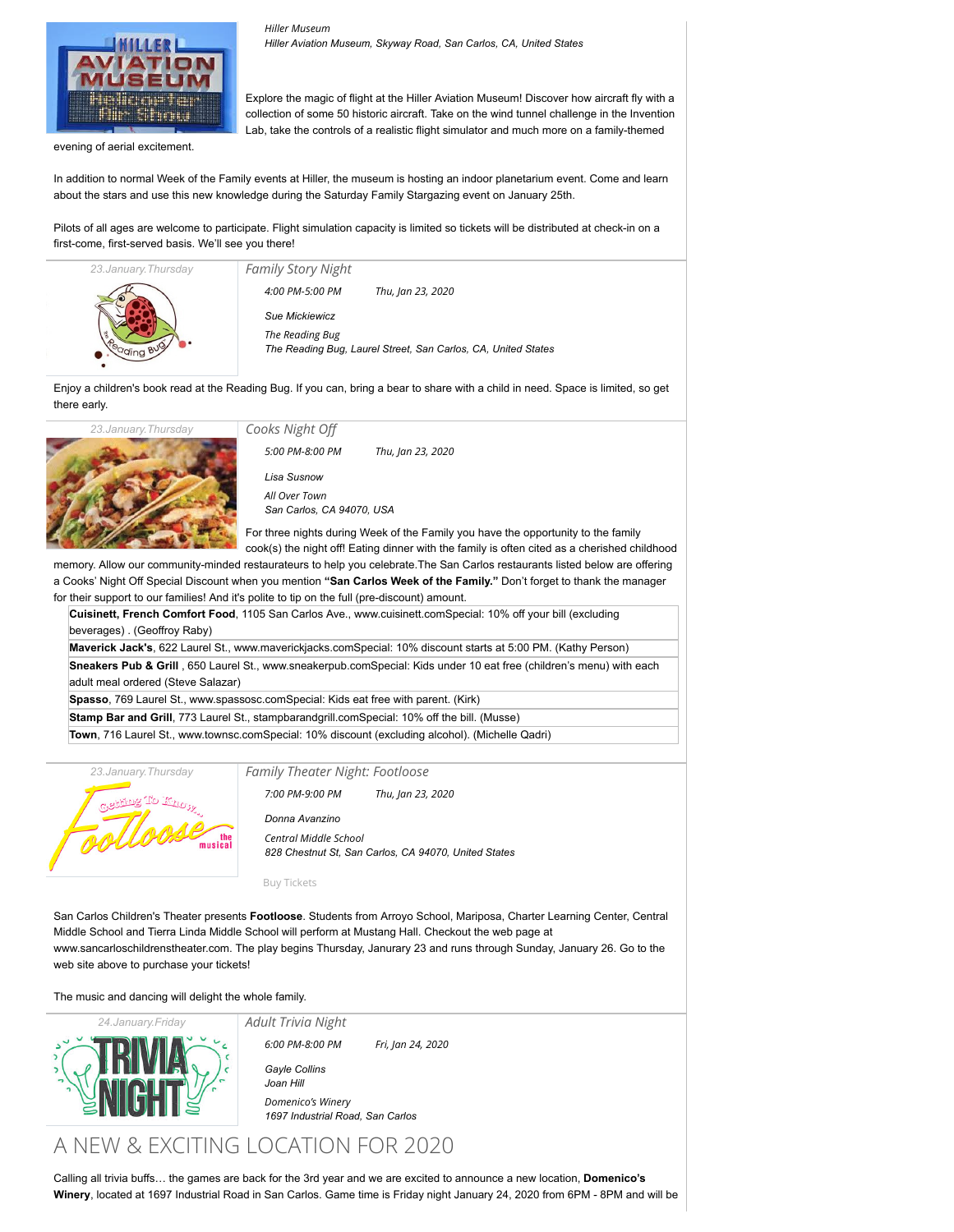*Hiller Museum*
*Hiller Aviation Museum, Skyway Road, San Carlos, CA, United States*

Explore the magic of flight at the Hiller Aviation Museum! Discover how aircraft fly with a collection of some 50 historic aircraft. Take on the wind tunnel challenge in the Invention Lab, take the controls of a realistic flight simulator and much more on a family-themed evening of aerial excitement.

In addition to normal Week of the Family events at Hiller, the museum is hosting an indoor planetarium event. Come and learn about the stars and use this new knowledge during the Saturday Family Stargazing event on January 25th.

Pilots of all ages are welcome to participate. Flight simulation capacity is limited so tickets will be distributed at check-in on a first-come, first-served basis. We'll see you there!

23.January.Thursday

## Family Story Night

*4:00 PM-5:00 PM* *Thu, Jan 23, 2020*

*Sue Mickiewicz*

*The Reading Bug*
*The Reading Bug, Laurel Street, San Carlos, CA, United States*

Enjoy a children's book read at the Reading Bug. If you can, bring a bear to share with a child in need. Space is limited, so get there early.

23.January.Thursday

## Cooks Night Off

*5:00 PM-8:00 PM* *Thu, Jan 23, 2020*

*Lisa Susnow*

*All Over Town*
*San Carlos, CA 94070, USA*

For three nights during Week of the Family you have the opportunity to the family cook(s) the night off! Eating dinner with the family is often cited as a cherished childhood memory. Allow our community-minded restaurateurs to help you celebrate.The San Carlos restaurants listed below are offering a Cooks' Night Off Special Discount when you mention **"San Carlos Week of the Family."** Don't forget to thank the manager for their support to our families! And it's polite to tip on the full (pre-discount) amount.

**Cuisinett, French Comfort Food**, 1105 San Carlos Ave., www.cuisinett.comSpecial: 10% off your bill (excluding beverages) . (Geoffroy Raby)

**Maverick Jack's**, 622 Laurel St., www.maverickjacks.comSpecial: 10% discount starts at 5:00 PM. (Kathy Person)

**Sneakers Pub & Grill** , 650 Laurel St., www.sneakerpub.comSpecial: Kids under 10 eat free (children's menu) with each adult meal ordered (Steve Salazar)

**Spasso**, 769 Laurel St., www.spassosc.comSpecial: Kids eat free with parent. (Kirk)

**Stamp Bar and Grill**, 773 Laurel St., stampbarandgrill.comSpecial: 10% off the bill. (Musse)

**Town**, 716 Laurel St., www.townsc.comSpecial: 10% discount (excluding alcohol). (Michelle Qadri)

23.January.Thursday

## Family Theater Night: Footloose

*7:00 PM-9:00 PM* *Thu, Jan 23, 2020*

*Donna Avanzino*

*Central Middle School*
*828 Chestnut St, San Carlos, CA 94070, United States*

Buy Tickets

San Carlos Children's Theater presents **Footloose**. Students from Arroyo School, Mariposa, Charter Learning Center, Central Middle School and Tierra Linda Middle School will perform at Mustang Hall. Checkout the web page at www.sancarloschildrenstheater.com. The play begins Thursday, Janurary 23 and runs through Sunday, January 26. Go to the web site above to purchase your tickets!

The music and dancing will delight the whole family.

24.January.Friday

## Adult Trivia Night

*6:00 PM-8:00 PM* *Fri, Jan 24, 2020*

*Gayle Collins*
*Joan Hill*

*Domenico's Winery*
*1697 Industrial Road, San Carlos*

# A NEW & EXCITING LOCATION FOR 2020

Calling all trivia buffs… the games are back for the 3rd year and we are excited to announce a new location, **Domenico's Winery**, located at 1697 Industrial Road in San Carlos. Game time is Friday night January 24, 2020 from 6PM - 8PM and will be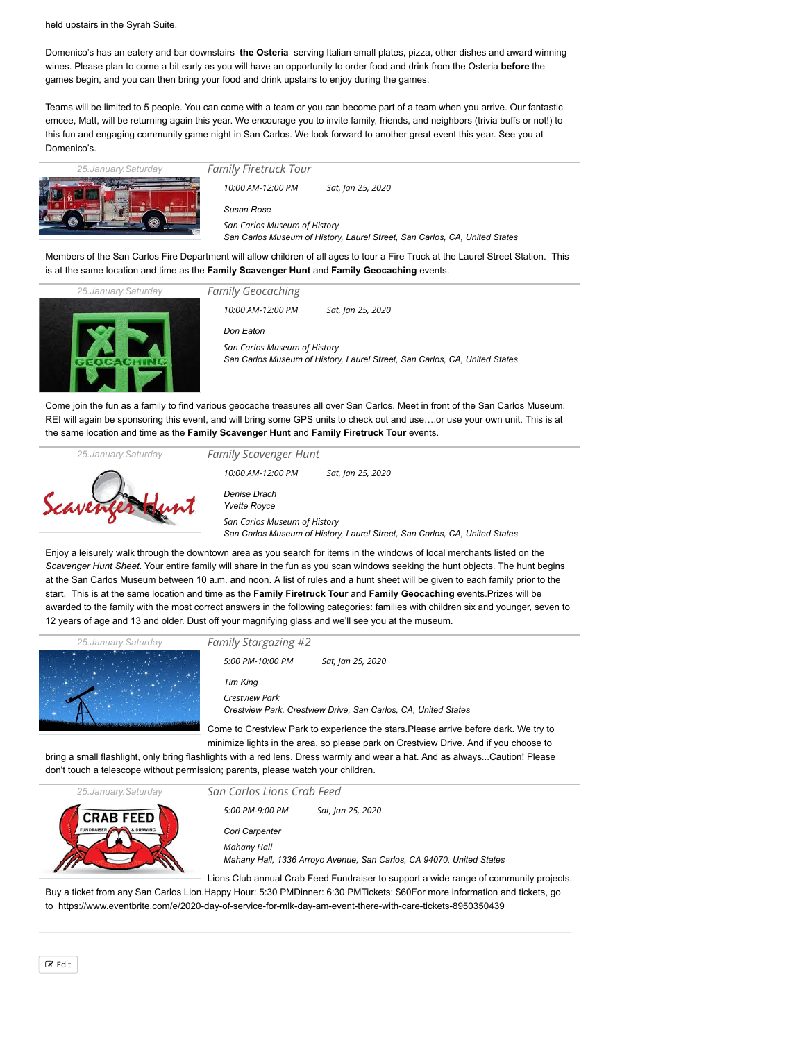held upstairs in the Syrah Suite.

Domenico's has an eatery and bar downstairs–**the Osteria**–serving Italian small plates, pizza, other dishes and award winning wines. Please plan to come a bit early as you will have an opportunity to order food and drink from the Osteria **before** the games begin, and you can then bring your food and drink upstairs to enjoy during the games.

Teams will be limited to 5 people. You can come with a team or you can become part of a team when you arrive. Our fantastic emcee, Matt, will be returning again this year. We encourage you to invite family, friends, and neighbors (trivia buffs or not!) to this fun and engaging community game night in San Carlos. We look forward to another great event this year. See you at Domenico's.

*25.January.Saturday*

### *Family Firetruck Tour*

*10:00 AM-12:00 PM* *Sat, Jan 25, 2020*

*Susan Rose*

*San Carlos Museum of History*
*San Carlos Museum of History, Laurel Street, San Carlos, CA, United States*

Members of the San Carlos Fire Department will allow children of all ages to tour a Fire Truck at the Laurel Street Station. This is at the same location and time as the **Family Scavenger Hunt** and **Family Geocaching** events.

*25.January.Saturday*

### *Family Geocaching*

*10:00 AM-12:00 PM* *Sat, Jan 25, 2020*

*Don Eaton*

*San Carlos Museum of History*
*San Carlos Museum of History, Laurel Street, San Carlos, CA, United States*

Come join the fun as a family to find various geocache treasures all over San Carlos. Meet in front of the San Carlos Museum. REI will again be sponsoring this event, and will bring some GPS units to check out and use….or use your own unit. This is at the same location and time as the **Family Scavenger Hunt** and **Family Firetruck Tour** events.

*25.January.Saturday*

### *Family Scavenger Hunt*

*10:00 AM-12:00 PM* *Sat, Jan 25, 2020*

*Denise Drach*
*Yvette Royce*

*San Carlos Museum of History*
*San Carlos Museum of History, Laurel Street, San Carlos, CA, United States*

Enjoy a leisurely walk through the downtown area as you search for items in the windows of local merchants listed on the *Scavenger Hunt Sheet*. Your entire family will share in the fun as you scan windows seeking the hunt objects. The hunt begins at the San Carlos Museum between 10 a.m. and noon. A list of rules and a hunt sheet will be given to each family prior to the start. This is at the same location and time as the **Family Firetruck Tour** and **Family Geocaching** events.Prizes will be awarded to the family with the most correct answers in the following categories: families with children six and younger, seven to 12 years of age and 13 and older. Dust off your magnifying glass and we'll see you at the museum.

*25.January.Saturday*

### *Family Stargazing #2*

*5:00 PM-10:00 PM* *Sat, Jan 25, 2020*

*Tim King*

*Crestview Park*
*Crestview Park, Crestview Drive, San Carlos, CA, United States*

Come to Crestview Park to experience the stars.Please arrive before dark. We try to minimize lights in the area, so please park on Crestview Drive. And if you choose to bring a small flashlight, only bring flashlights with a red lens. Dress warmly and wear a hat. And as always...Caution! Please don't touch a telescope without permission; parents, please watch your children.

*25.January.Saturday*

### *San Carlos Lions Crab Feed*

*5:00 PM-9:00 PM* *Sat, Jan 25, 2020*

*Cori Carpenter*

*Mahany Hall*
*Mahany Hall, 1336 Arroyo Avenue, San Carlos, CA 94070, United States*

Lions Club annual Crab Feed Fundraiser to support a wide range of community projects. Buy a ticket from any San Carlos Lion.Happy Hour: 5:30 PMDinner: 6:30 PMTickets: $60For more information and tickets, go to https://www.eventbrite.com/e/2020-day-of-service-for-mlk-day-am-event-there-with-care-tickets-8950350439

Edit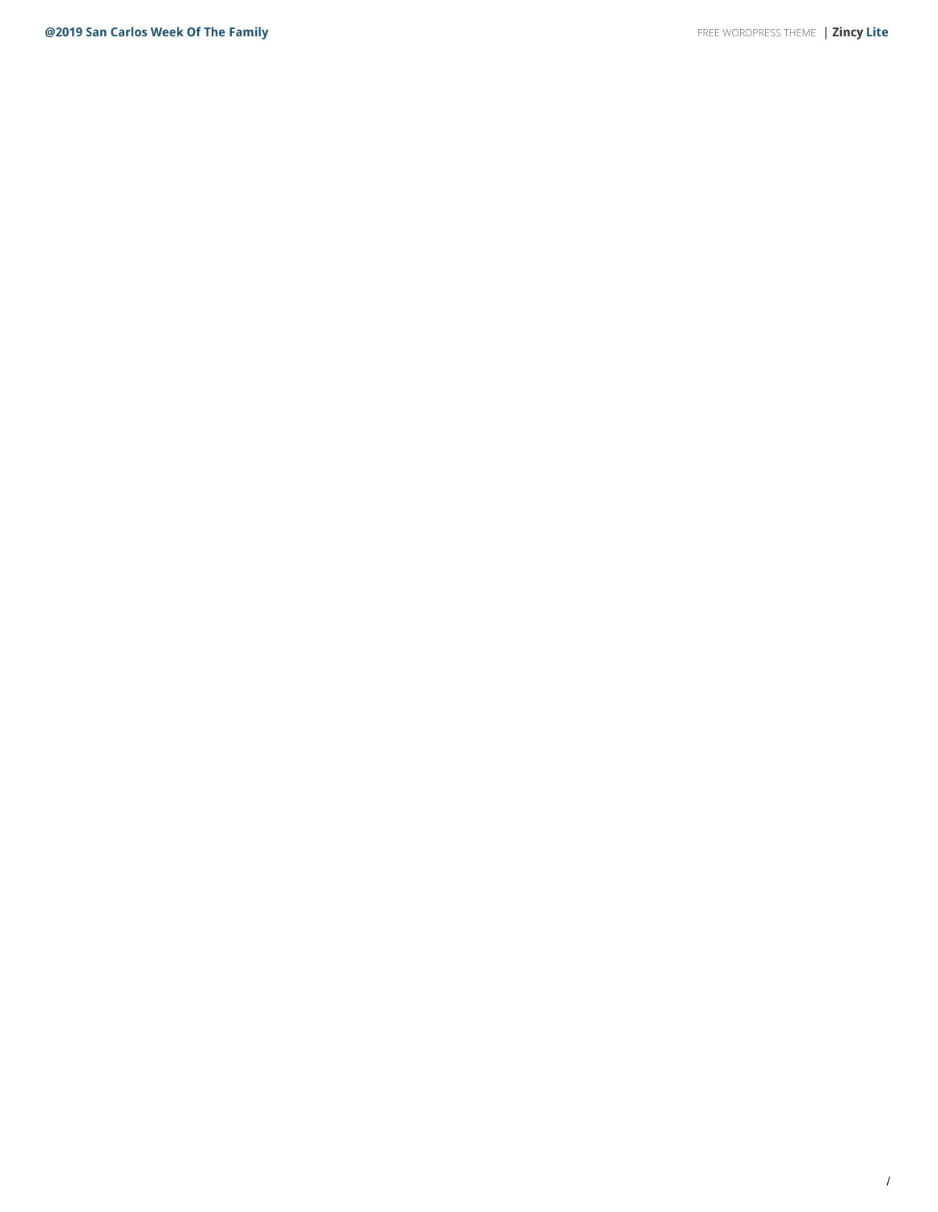@2019 San Carlos Week Of The Family

FREE WORDPRESS THEME | Zincy Lite